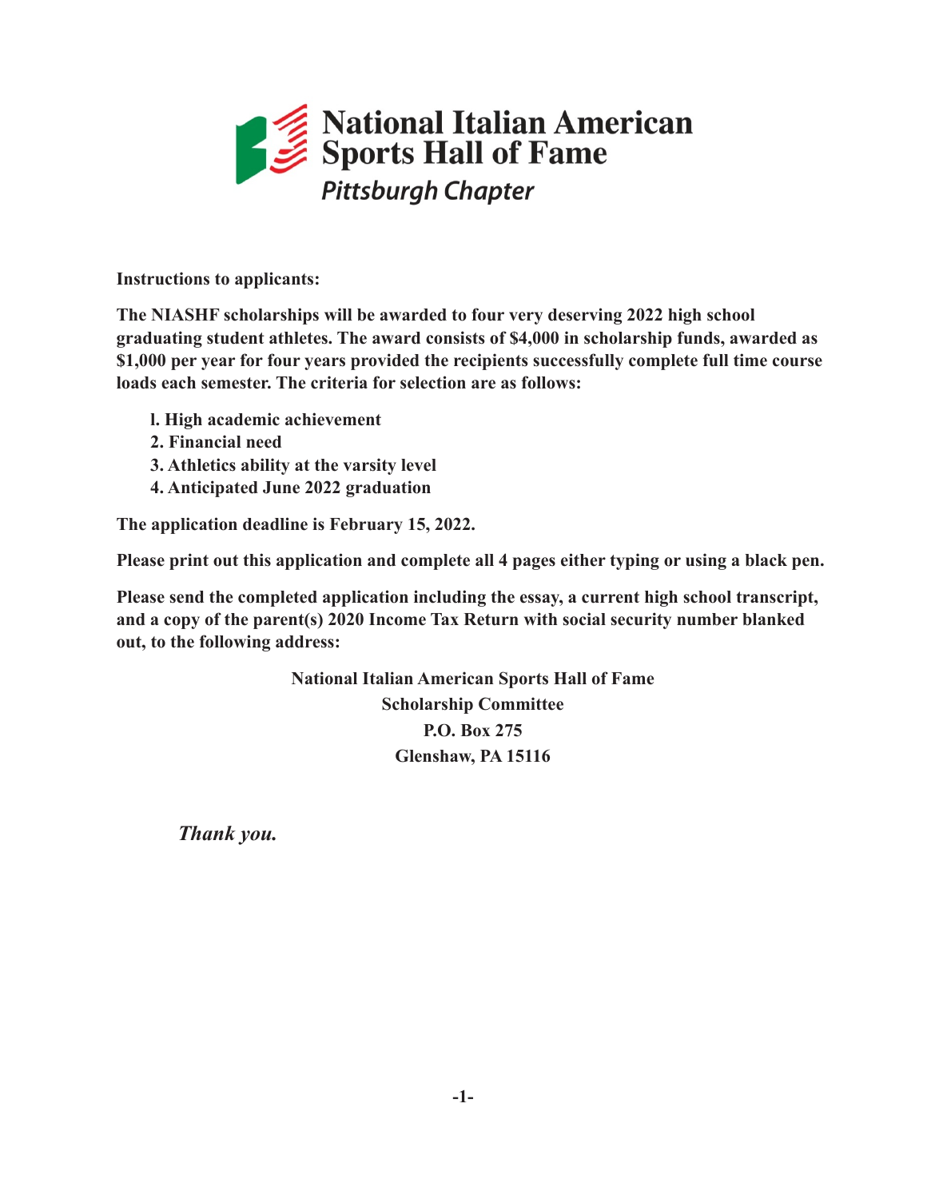# National Italian American Sports Hall of Fame

## *Pittsburgh Chapter*

**Instructions to applicants:**

**The NIASHF scholarships will be awarded to four very deserving 2022 high school graduating student athletes. The award consists of $4,000 in scholarship funds, awarded as $1,000 per year for four years provided the recipients successfully complete full time course loads each semester. The criteria for selection are as follows:**

1. **High academic achievement**
2. **Financial need**
3. **Athletics ability at the varsity level**
4. **Anticipated June 2022 graduation**

**The application deadline is February 15, 2022.**

**Please print out this application and complete all 4 pages either typing or using a black pen.**

**Please send the completed application including the essay, a current high school transcript, and a copy of the parent(s) 2020 Income Tax Return with social security number blanked out, to the following address:**

**National Italian American Sports Hall of Fame**
**Scholarship Committee**
**P.O. Box 275**
**Glenshaw, PA 15116**

***Thank you.***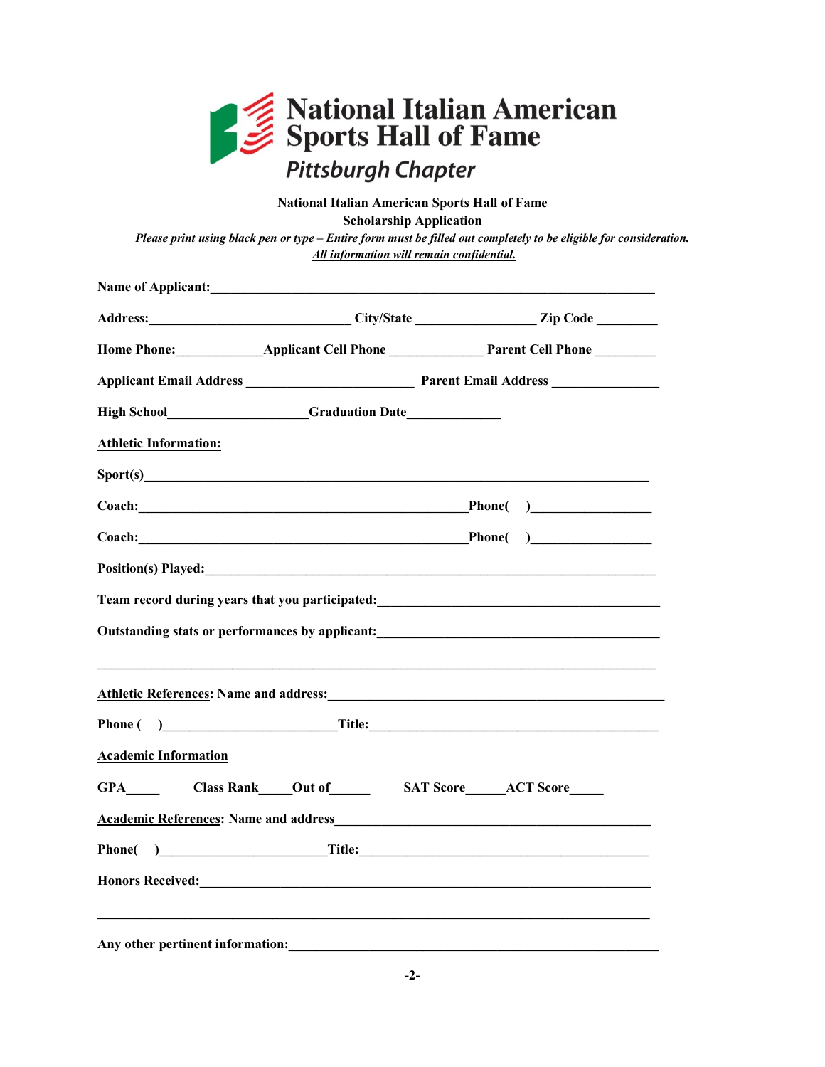**National Italian American Sports Hall of Fame**
**Pittsburgh Chapter**

**National Italian American Sports Hall of Fame**
**Scholarship Application**

***Please print using black pen or type – Entire form must be filled out completely to be eligible for consideration.***
***All information will remain confidential.***

**Name of Applicant:**_______________________________________________________________

**Address:**_____________________________ **City/State** _________________ **Zip Code** _________

**Home Phone:**____________**Applicant Cell Phone** _____________ **Parent Cell Phone** ________

**Applicant Email Address** ________________________ **Parent Email Address** _______________

**High School**___________________**Graduation Date**_____________

**Athletic Information:**

**Sport(s)**______________________________________________________________________

**Coach:**_______________________________________________**Phone( )**_________________

**Coach:**_______________________________________________**Phone( )**_________________

**Position(s) Played:**_______________________________________________________________

**Team record during years that you participated:**________________________________________

**Outstanding stats or performances by applicant:**________________________________________

_______________________________________________________________________________

**Athletic References: Name and address:**_______________________________________________

**Phone ( )**________________________**Title:**___________________________________________

**Academic Information**

**GPA**_____ **Class Rank**____**Out of**______ **SAT Score**______**ACT Score**_____

**Academic References: Name and address**______________________________________________

**Phone( )**_______________________**Title:**_____________________________________________

**Honors Received:**________________________________________________________________

_______________________________________________________________________________

**Any other pertinent information:**____________________________________________________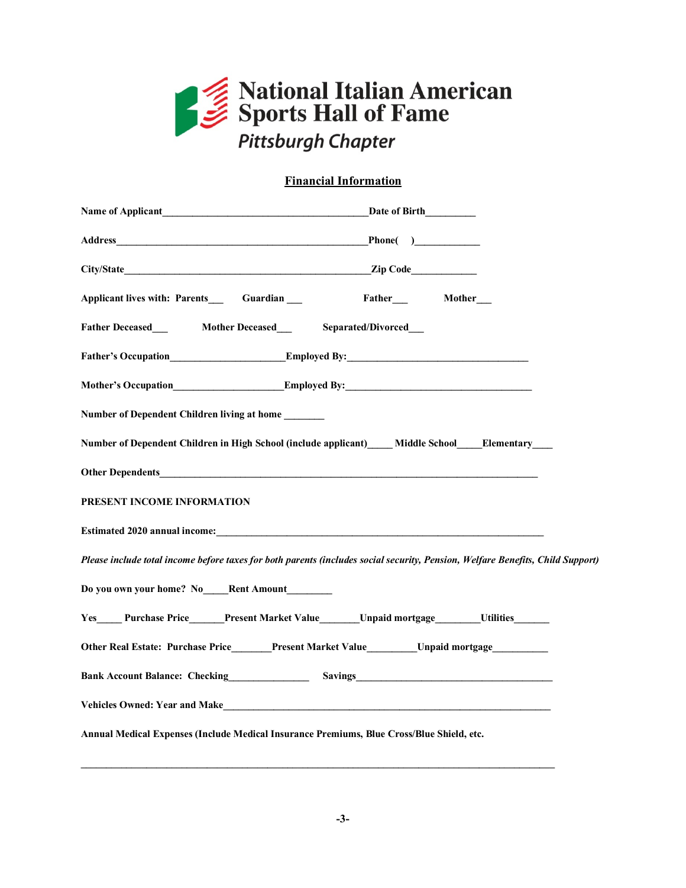**National Italian American Sports Hall of Fame**
***Pittsburgh Chapter***

## Financial Information

**Name of Applicant**________________________________________**Date of Birth**_________

**Address**__________________________________________________**Phone(    )**____________

**City/State**________________________________________________**Zip Code**____________

**Applicant lives with: Parents**___ **Guardian** ___ **Father**___ **Mother**___

**Father Deceased**___ **Mother Deceased**___ **Separated/Divorced**___

**Father's Occupation**_____________________**Employed By:**___________________________________

**Mother's Occupation**____________________**Employed By:**____________________________________

**Number of Dependent Children living at home** _______

**Number of Dependent Children in High School (include applicant)**_____ **Middle School**_____**Elementary**____

**Other Dependents**___________________________________________________________________________

**PRESENT INCOME INFORMATION**

**Estimated 2020 annual income:**_________________________________________________________________

***Please include total income before taxes for both parents (includes social security, Pension, Welfare Benefits, Child Support)***

**Do you own your home? No**_____**Rent Amount**________

**Yes**_____ **Purchase Price**______**Present Market Value**_______**Unpaid mortgage**________**Utilities**_______

**Other Real Estate: Purchase Price**_______**Present Market Value**_________**Unpaid mortgage**__________

**Bank Account Balance: Checking**_______________ **Savings**_______________________________________

**Vehicles Owned: Year and Make**_______________________________________________________________

**Annual Medical Expenses (Include Medical Insurance Premiums, Blue Cross/Blue Shield, etc.**

_____________________________________________________________________________________________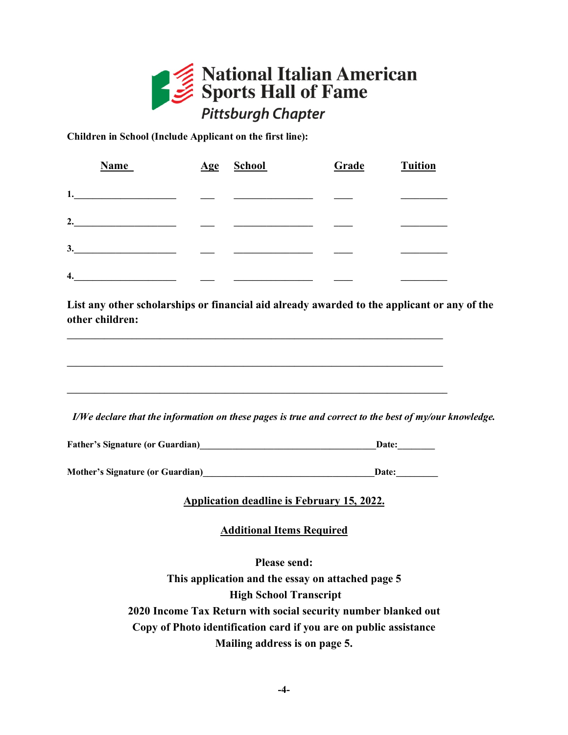# National Italian American Sports Hall of Fame

## Pittsburgh Chapter

**Children in School (Include Applicant on the first line):**

| | Name | Age | School | Grade | Tuition |
|---|---|---|---|---|---|
| 1. | | | | | |
| 2. | | | | | |
| 3. | | | | | |
| 4. | | | | | |

**List any other scholarships or financial aid already awarded to the applicant or any of the other children:**

___________________________________________________________________________

___________________________________________________________________________

___________________________________________________________________________

***I/We declare that the information on these pages is true and correct to the best of my/our knowledge.***

**Father's Signature (or Guardian)**_____________________________________**Date:**________

**Mother's Signature (or Guardian)**_____________________________________**Date:**_________

**Application deadline is February 15, 2022.**

**Additional Items Required**

**Please send:**
**This application and the essay on attached page 5**
**High School Transcript**
**2020 Income Tax Return with social security number blanked out**
**Copy of Photo identification card if you are on public assistance**
**Mailing address is on page 5.**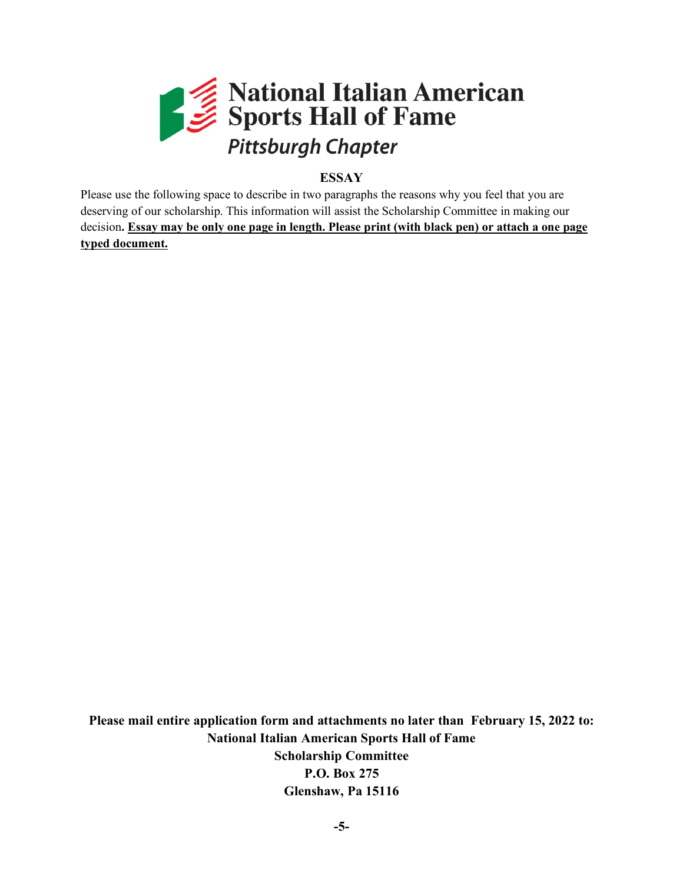# National Italian American Sports Hall of Fame

*Pittsburgh Chapter*

## ESSAY

Please use the following space to describe in two paragraphs the reasons why you feel that you are deserving of our scholarship. This information will assist the Scholarship Committee in making our decision. **Essay may be only one page in length. Please print (with black pen) or attach a one page typed document.**

**Please mail entire application form and attachments no later than February 15, 2022 to:**
**National Italian American Sports Hall of Fame**
**Scholarship Committee**
**P.O. Box 275**
**Glenshaw, Pa 15116**